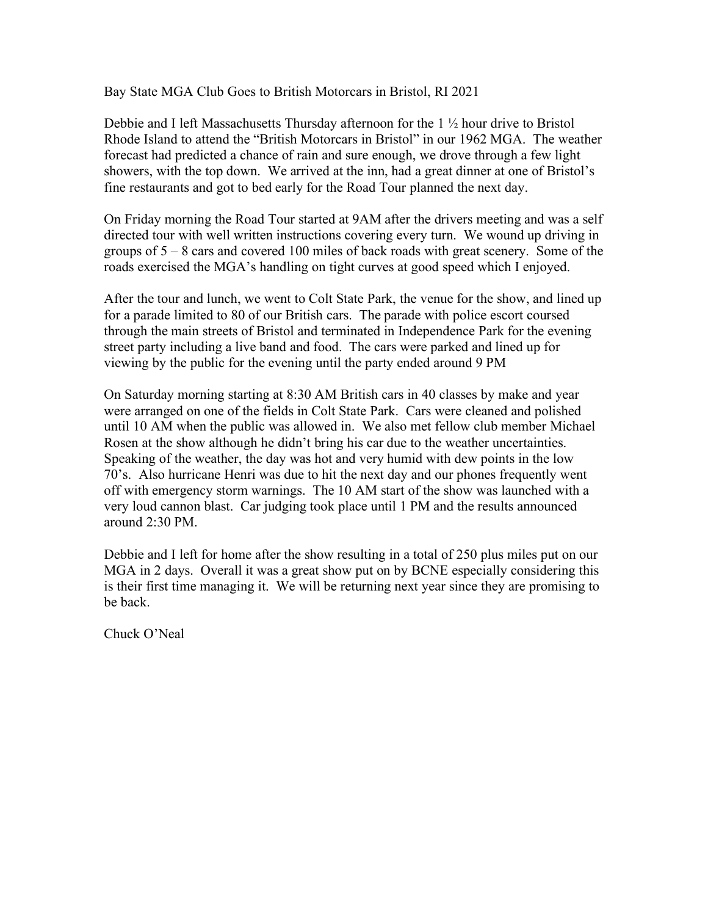# Bay State MGA Club Goes to British Motorcars in Bristol, RI 2021

Debbie and I left Massachusetts Thursday afternoon for the 1 ½ hour drive to Bristol Rhode Island to attend the "British Motorcars in Bristol" in our 1962 MGA. The weather forecast had predicted a chance of rain and sure enough, we drove through a few light showers, with the top down. We arrived at the inn, had a great dinner at one of Bristol's fine restaurants and got to bed early for the Road Tour planned the next day.

On Friday morning the Road Tour started at 9AM after the drivers meeting and was a self directed tour with well written instructions covering every turn. We wound up driving in groups of 5 – 8 cars and covered 100 miles of back roads with great scenery. Some of the roads exercised the MGA's handling on tight curves at good speed which I enjoyed.

After the tour and lunch, we went to Colt State Park, the venue for the show, and lined up for a parade limited to 80 of our British cars. The parade with police escort coursed through the main streets of Bristol and terminated in Independence Park for the evening street party including a live band and food. The cars were parked and lined up for viewing by the public for the evening until the party ended around 9 PM

On Saturday morning starting at 8:30 AM British cars in 40 classes by make and year were arranged on one of the fields in Colt State Park. Cars were cleaned and polished until 10 AM when the public was allowed in. We also met fellow club member Michael Rosen at the show although he didn't bring his car due to the weather uncertainties. Speaking of the weather, the day was hot and very humid with dew points in the low 70's. Also hurricane Henri was due to hit the next day and our phones frequently went off with emergency storm warnings. The 10 AM start of the show was launched with a very loud cannon blast. Car judging took place until 1 PM and the results announced around 2:30 PM.

Debbie and I left for home after the show resulting in a total of 250 plus miles put on our MGA in 2 days. Overall it was a great show put on by BCNE especially considering this is their first time managing it. We will be returning next year since they are promising to be back.

Chuck O'Neal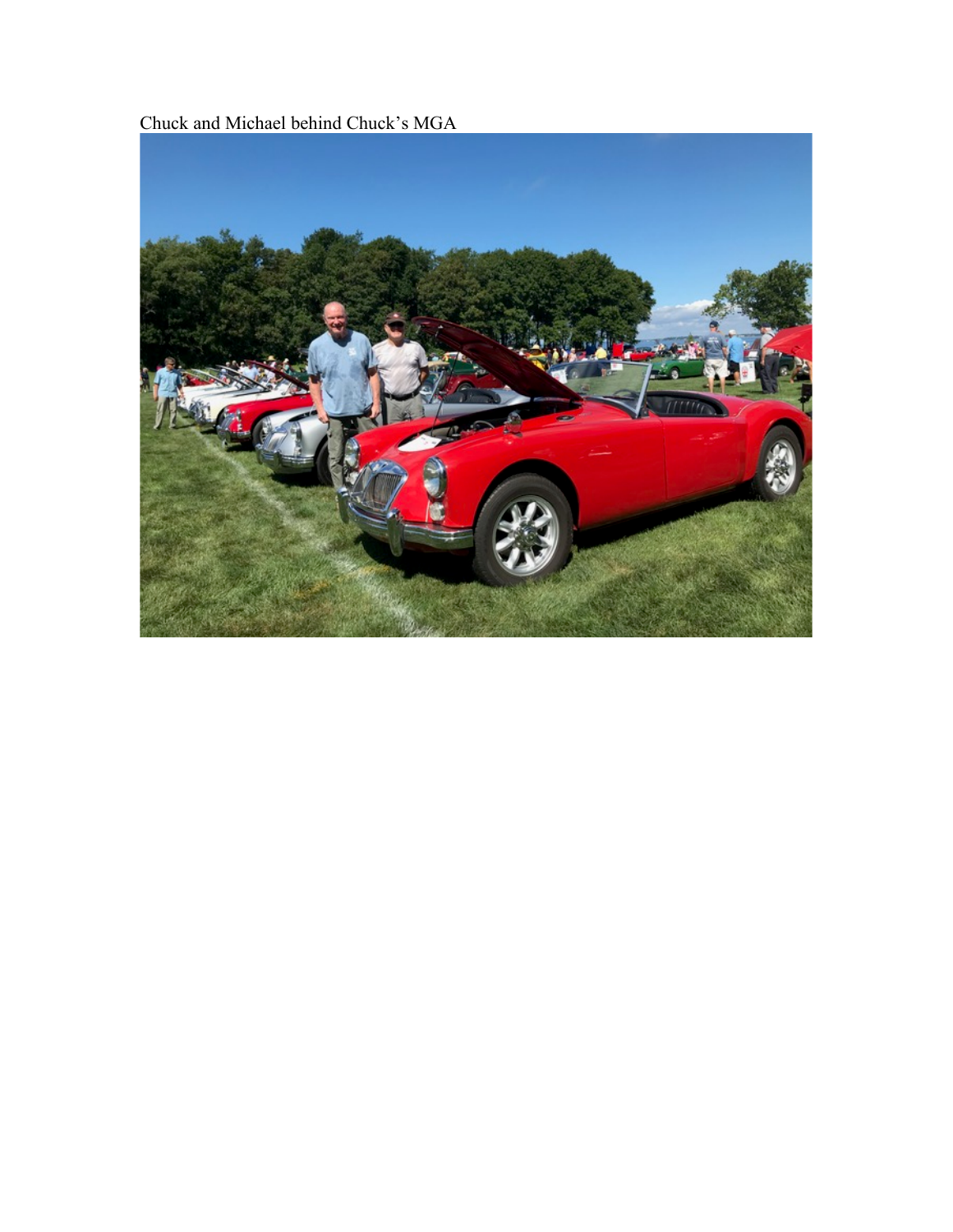Chuck and Michael behind Chuck's MGA